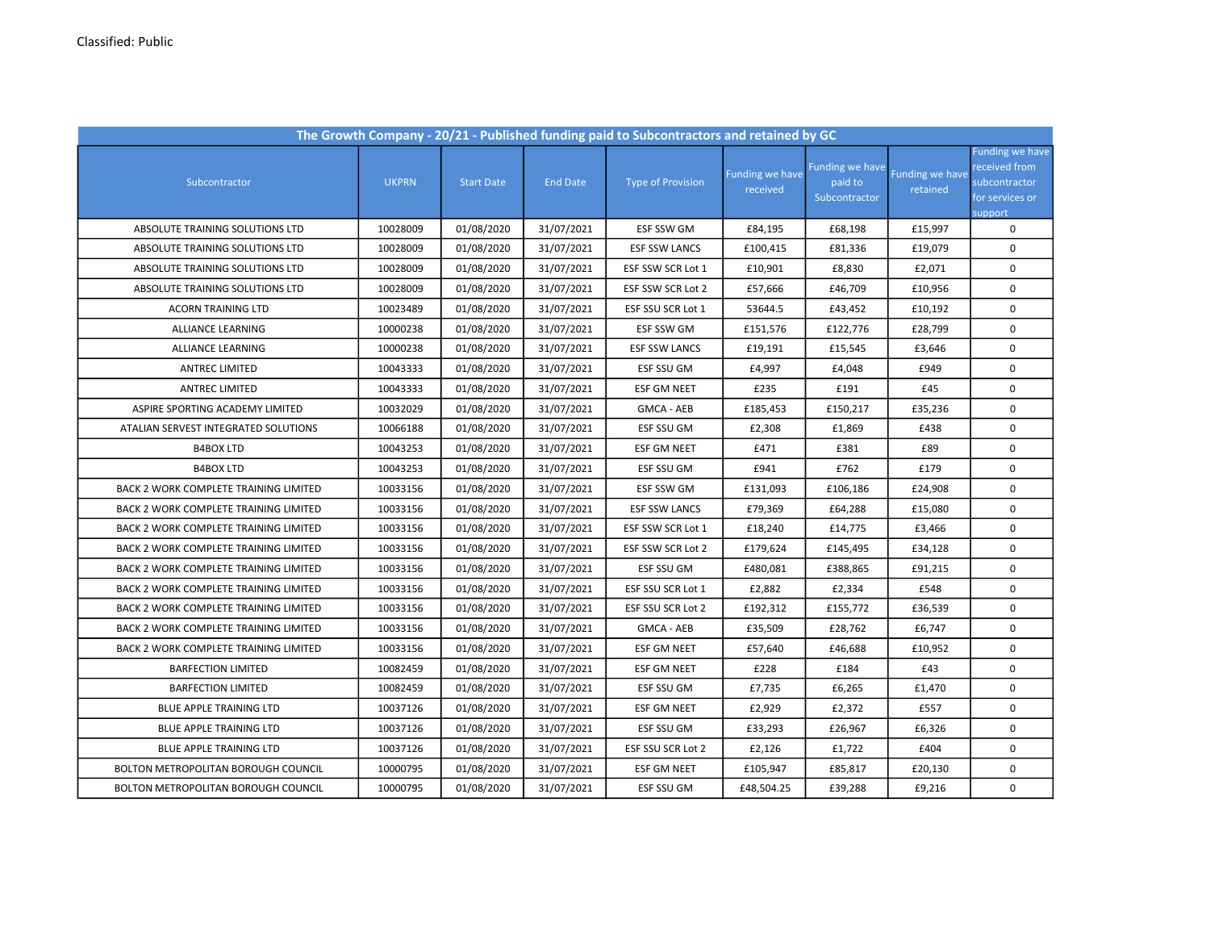Classified: Public

| The Growth Company - 20/21 - Published funding paid to Subcontractors and retained by GC | | | | | | | | |
|---|---|---|---|---|---|---|---|---|
| Subcontractor | UKPRN | Start Date | End Date | Type of Provision | Funding we have received | Funding we have paid to Subcontractor | Funding we have retained | Funding we have received from subcontractor for services or support |
| ABSOLUTE TRAINING SOLUTIONS LTD | 10028009 | 01/08/2020 | 31/07/2021 | ESF SSW GM | £84,195 | £68,198 | £15,997 | 0 |
| ABSOLUTE TRAINING SOLUTIONS LTD | 10028009 | 01/08/2020 | 31/07/2021 | ESF SSW LANCS | £100,415 | £81,336 | £19,079 | 0 |
| ABSOLUTE TRAINING SOLUTIONS LTD | 10028009 | 01/08/2020 | 31/07/2021 | ESF SSW SCR Lot 1 | £10,901 | £8,830 | £2,071 | 0 |
| ABSOLUTE TRAINING SOLUTIONS LTD | 10028009 | 01/08/2020 | 31/07/2021 | ESF SSW SCR Lot 2 | £57,666 | £46,709 | £10,956 | 0 |
| ACORN TRAINING LTD | 10023489 | 01/08/2020 | 31/07/2021 | ESF SSU SCR Lot 1 | 53644.5 | £43,452 | £10,192 | 0 |
| ALLIANCE LEARNING | 10000238 | 01/08/2020 | 31/07/2021 | ESF SSW GM | £151,576 | £122,776 | £28,799 | 0 |
| ALLIANCE LEARNING | 10000238 | 01/08/2020 | 31/07/2021 | ESF SSW LANCS | £19,191 | £15,545 | £3,646 | 0 |
| ANTREC LIMITED | 10043333 | 01/08/2020 | 31/07/2021 | ESF SSU GM | £4,997 | £4,048 | £949 | 0 |
| ANTREC LIMITED | 10043333 | 01/08/2020 | 31/07/2021 | ESF GM NEET | £235 | £191 | £45 | 0 |
| ASPIRE SPORTING ACADEMY LIMITED | 10032029 | 01/08/2020 | 31/07/2021 | GMCA - AEB | £185,453 | £150,217 | £35,236 | 0 |
| ATALIAN SERVEST INTEGRATED SOLUTIONS | 10066188 | 01/08/2020 | 31/07/2021 | ESF SSU GM | £2,308 | £1,869 | £438 | 0 |
| B4BOX LTD | 10043253 | 01/08/2020 | 31/07/2021 | ESF GM NEET | £471 | £381 | £89 | 0 |
| B4BOX LTD | 10043253 | 01/08/2020 | 31/07/2021 | ESF SSU GM | £941 | £762 | £179 | 0 |
| BACK 2 WORK COMPLETE TRAINING LIMITED | 10033156 | 01/08/2020 | 31/07/2021 | ESF SSW GM | £131,093 | £106,186 | £24,908 | 0 |
| BACK 2 WORK COMPLETE TRAINING LIMITED | 10033156 | 01/08/2020 | 31/07/2021 | ESF SSW LANCS | £79,369 | £64,288 | £15,080 | 0 |
| BACK 2 WORK COMPLETE TRAINING LIMITED | 10033156 | 01/08/2020 | 31/07/2021 | ESF SSW SCR Lot 1 | £18,240 | £14,775 | £3,466 | 0 |
| BACK 2 WORK COMPLETE TRAINING LIMITED | 10033156 | 01/08/2020 | 31/07/2021 | ESF SSW SCR Lot 2 | £179,624 | £145,495 | £34,128 | 0 |
| BACK 2 WORK COMPLETE TRAINING LIMITED | 10033156 | 01/08/2020 | 31/07/2021 | ESF SSU GM | £480,081 | £388,865 | £91,215 | 0 |
| BACK 2 WORK COMPLETE TRAINING LIMITED | 10033156 | 01/08/2020 | 31/07/2021 | ESF SSU SCR Lot 1 | £2,882 | £2,334 | £548 | 0 |
| BACK 2 WORK COMPLETE TRAINING LIMITED | 10033156 | 01/08/2020 | 31/07/2021 | ESF SSU SCR Lot 2 | £192,312 | £155,772 | £36,539 | 0 |
| BACK 2 WORK COMPLETE TRAINING LIMITED | 10033156 | 01/08/2020 | 31/07/2021 | GMCA - AEB | £35,509 | £28,762 | £6,747 | 0 |
| BACK 2 WORK COMPLETE TRAINING LIMITED | 10033156 | 01/08/2020 | 31/07/2021 | ESF GM NEET | £57,640 | £46,688 | £10,952 | 0 |
| BARFECTION LIMITED | 10082459 | 01/08/2020 | 31/07/2021 | ESF GM NEET | £228 | £184 | £43 | 0 |
| BARFECTION LIMITED | 10082459 | 01/08/2020 | 31/07/2021 | ESF SSU GM | £7,735 | £6,265 | £1,470 | 0 |
| BLUE APPLE TRAINING LTD | 10037126 | 01/08/2020 | 31/07/2021 | ESF GM NEET | £2,929 | £2,372 | £557 | 0 |
| BLUE APPLE TRAINING LTD | 10037126 | 01/08/2020 | 31/07/2021 | ESF SSU GM | £33,293 | £26,967 | £6,326 | 0 |
| BLUE APPLE TRAINING LTD | 10037126 | 01/08/2020 | 31/07/2021 | ESF SSU SCR Lot 2 | £2,126 | £1,722 | £404 | 0 |
| BOLTON METROPOLITAN BOROUGH COUNCIL | 10000795 | 01/08/2020 | 31/07/2021 | ESF GM NEET | £105,947 | £85,817 | £20,130 | 0 |
| BOLTON METROPOLITAN BOROUGH COUNCIL | 10000795 | 01/08/2020 | 31/07/2021 | ESF SSU GM | £48,504.25 | £39,288 | £9,216 | 0 |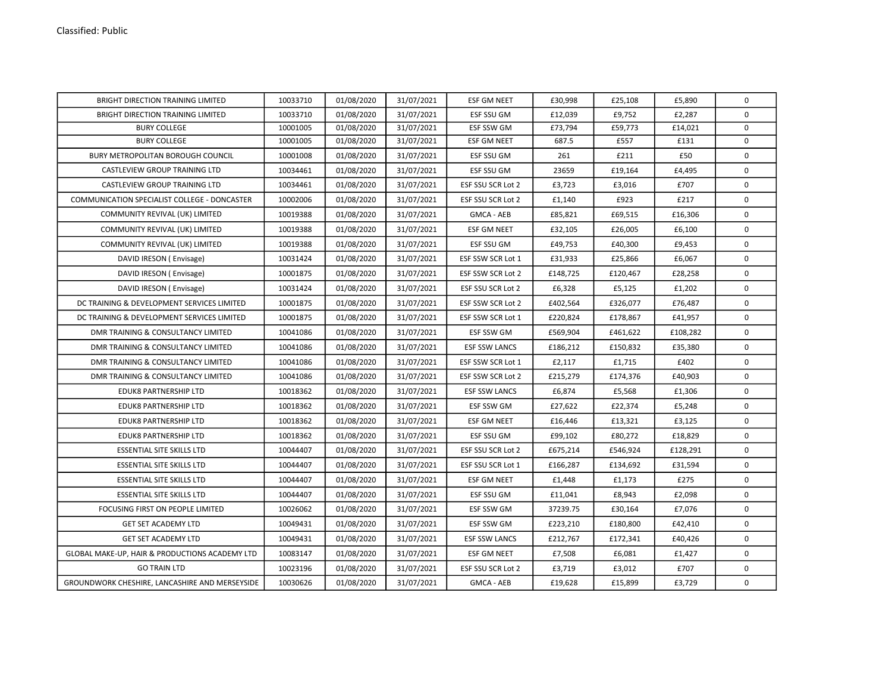| | | | | | | | | |
|---|---|---|---|---|---|---|---|---|
| BRIGHT DIRECTION TRAINING LIMITED | 10033710 | 01/08/2020 | 31/07/2021 | ESF GM NEET | £30,998 | £25,108 | £5,890 | 0 |
| BRIGHT DIRECTION TRAINING LIMITED | 10033710 | 01/08/2020 | 31/07/2021 | ESF SSU GM | £12,039 | £9,752 | £2,287 | 0 |
| BURY COLLEGE | 10001005 | 01/08/2020 | 31/07/2021 | ESF SSW GM | £73,794 | £59,773 | £14,021 | 0 |
| BURY COLLEGE | 10001005 | 01/08/2020 | 31/07/2021 | ESF GM NEET | 687.5 | £557 | £131 | 0 |
| BURY METROPOLITAN BOROUGH COUNCIL | 10001008 | 01/08/2020 | 31/07/2021 | ESF SSU GM | 261 | £211 | £50 | 0 |
| CASTLEVIEW GROUP TRAINING LTD | 10034461 | 01/08/2020 | 31/07/2021 | ESF SSU GM | 23659 | £19,164 | £4,495 | 0 |
| CASTLEVIEW GROUP TRAINING LTD | 10034461 | 01/08/2020 | 31/07/2021 | ESF SSU SCR Lot 2 | £3,723 | £3,016 | £707 | 0 |
| COMMUNICATION SPECIALIST COLLEGE - DONCASTER | 10002006 | 01/08/2020 | 31/07/2021 | ESF SSU SCR Lot 2 | £1,140 | £923 | £217 | 0 |
| COMMUNITY REVIVAL (UK) LIMITED | 10019388 | 01/08/2020 | 31/07/2021 | GMCA - AEB | £85,821 | £69,515 | £16,306 | 0 |
| COMMUNITY REVIVAL (UK) LIMITED | 10019388 | 01/08/2020 | 31/07/2021 | ESF GM NEET | £32,105 | £26,005 | £6,100 | 0 |
| COMMUNITY REVIVAL (UK) LIMITED | 10019388 | 01/08/2020 | 31/07/2021 | ESF SSU GM | £49,753 | £40,300 | £9,453 | 0 |
| DAVID IRESON ( Envisage) | 10031424 | 01/08/2020 | 31/07/2021 | ESF SSW SCR Lot 1 | £31,933 | £25,866 | £6,067 | 0 |
| DAVID IRESON ( Envisage) | 10001875 | 01/08/2020 | 31/07/2021 | ESF SSW SCR Lot 2 | £148,725 | £120,467 | £28,258 | 0 |
| DAVID IRESON ( Envisage) | 10031424 | 01/08/2020 | 31/07/2021 | ESF SSU SCR Lot 2 | £6,328 | £5,125 | £1,202 | 0 |
| DC TRAINING & DEVELOPMENT SERVICES LIMITED | 10001875 | 01/08/2020 | 31/07/2021 | ESF SSW SCR Lot 2 | £402,564 | £326,077 | £76,487 | 0 |
| DC TRAINING & DEVELOPMENT SERVICES LIMITED | 10001875 | 01/08/2020 | 31/07/2021 | ESF SSW SCR Lot 1 | £220,824 | £178,867 | £41,957 | 0 |
| DMR TRAINING & CONSULTANCY LIMITED | 10041086 | 01/08/2020 | 31/07/2021 | ESF SSW GM | £569,904 | £461,622 | £108,282 | 0 |
| DMR TRAINING & CONSULTANCY LIMITED | 10041086 | 01/08/2020 | 31/07/2021 | ESF SSW LANCS | £186,212 | £150,832 | £35,380 | 0 |
| DMR TRAINING & CONSULTANCY LIMITED | 10041086 | 01/08/2020 | 31/07/2021 | ESF SSW SCR Lot 1 | £2,117 | £1,715 | £402 | 0 |
| DMR TRAINING & CONSULTANCY LIMITED | 10041086 | 01/08/2020 | 31/07/2021 | ESF SSW SCR Lot 2 | £215,279 | £174,376 | £40,903 | 0 |
| EDUK8 PARTNERSHIP LTD | 10018362 | 01/08/2020 | 31/07/2021 | ESF SSW LANCS | £6,874 | £5,568 | £1,306 | 0 |
| EDUK8 PARTNERSHIP LTD | 10018362 | 01/08/2020 | 31/07/2021 | ESF SSW GM | £27,622 | £22,374 | £5,248 | 0 |
| EDUK8 PARTNERSHIP LTD | 10018362 | 01/08/2020 | 31/07/2021 | ESF GM NEET | £16,446 | £13,321 | £3,125 | 0 |
| EDUK8 PARTNERSHIP LTD | 10018362 | 01/08/2020 | 31/07/2021 | ESF SSU GM | £99,102 | £80,272 | £18,829 | 0 |
| ESSENTIAL SITE SKILLS LTD | 10044407 | 01/08/2020 | 31/07/2021 | ESF SSU SCR Lot 2 | £675,214 | £546,924 | £128,291 | 0 |
| ESSENTIAL SITE SKILLS LTD | 10044407 | 01/08/2020 | 31/07/2021 | ESF SSU SCR Lot 1 | £166,287 | £134,692 | £31,594 | 0 |
| ESSENTIAL SITE SKILLS LTD | 10044407 | 01/08/2020 | 31/07/2021 | ESF GM NEET | £1,448 | £1,173 | £275 | 0 |
| ESSENTIAL SITE SKILLS LTD | 10044407 | 01/08/2020 | 31/07/2021 | ESF SSU GM | £11,041 | £8,943 | £2,098 | 0 |
| FOCUSING FIRST ON PEOPLE LIMITED | 10026062 | 01/08/2020 | 31/07/2021 | ESF SSW GM | 37239.75 | £30,164 | £7,076 | 0 |
| GET SET ACADEMY LTD | 10049431 | 01/08/2020 | 31/07/2021 | ESF SSW GM | £223,210 | £180,800 | £42,410 | 0 |
| GET SET ACADEMY LTD | 10049431 | 01/08/2020 | 31/07/2021 | ESF SSW LANCS | £212,767 | £172,341 | £40,426 | 0 |
| GLOBAL MAKE-UP, HAIR & PRODUCTIONS ACADEMY LTD | 10083147 | 01/08/2020 | 31/07/2021 | ESF GM NEET | £7,508 | £6,081 | £1,427 | 0 |
| GO TRAIN LTD | 10023196 | 01/08/2020 | 31/07/2021 | ESF SSU SCR Lot 2 | £3,719 | £3,012 | £707 | 0 |
| GROUNDWORK CHESHIRE, LANCASHIRE AND MERSEYSIDE | 10030626 | 01/08/2020 | 31/07/2021 | GMCA - AEB | £19,628 | £15,899 | £3,729 | 0 |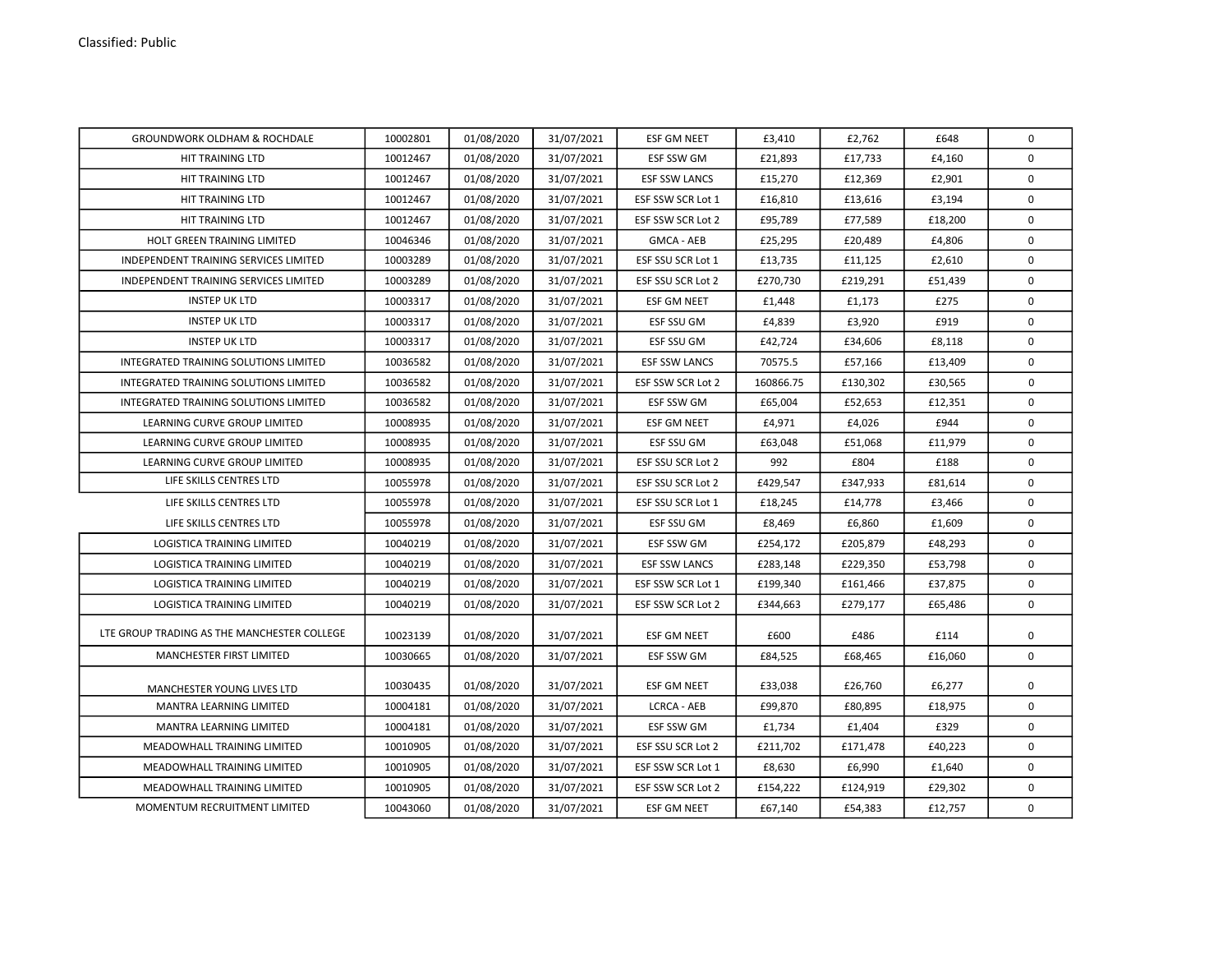Classified: Public

| | | | | | | | | |
|---|---|---|---|---|---|---|---|---|
| GROUNDWORK OLDHAM & ROCHDALE | 10002801 | 01/08/2020 | 31/07/2021 | ESF GM NEET | £3,410 | £2,762 | £648 | 0 |
| HIT TRAINING LTD | 10012467 | 01/08/2020 | 31/07/2021 | ESF SSW GM | £21,893 | £17,733 | £4,160 | 0 |
| HIT TRAINING LTD | 10012467 | 01/08/2020 | 31/07/2021 | ESF SSW LANCS | £15,270 | £12,369 | £2,901 | 0 |
| HIT TRAINING LTD | 10012467 | 01/08/2020 | 31/07/2021 | ESF SSW SCR Lot 1 | £16,810 | £13,616 | £3,194 | 0 |
| HIT TRAINING LTD | 10012467 | 01/08/2020 | 31/07/2021 | ESF SSW SCR Lot 2 | £95,789 | £77,589 | £18,200 | 0 |
| HOLT GREEN TRAINING LIMITED | 10046346 | 01/08/2020 | 31/07/2021 | GMCA - AEB | £25,295 | £20,489 | £4,806 | 0 |
| INDEPENDENT TRAINING SERVICES LIMITED | 10003289 | 01/08/2020 | 31/07/2021 | ESF SSU SCR Lot 1 | £13,735 | £11,125 | £2,610 | 0 |
| INDEPENDENT TRAINING SERVICES LIMITED | 10003289 | 01/08/2020 | 31/07/2021 | ESF SSU SCR Lot 2 | £270,730 | £219,291 | £51,439 | 0 |
| INSTEP UK LTD | 10003317 | 01/08/2020 | 31/07/2021 | ESF GM NEET | £1,448 | £1,173 | £275 | 0 |
| INSTEP UK LTD | 10003317 | 01/08/2020 | 31/07/2021 | ESF SSU GM | £4,839 | £3,920 | £919 | 0 |
| INSTEP UK LTD | 10003317 | 01/08/2020 | 31/07/2021 | ESF SSU GM | £42,724 | £34,606 | £8,118 | 0 |
| INTEGRATED TRAINING SOLUTIONS LIMITED | 10036582 | 01/08/2020 | 31/07/2021 | ESF SSW LANCS | 70575.5 | £57,166 | £13,409 | 0 |
| INTEGRATED TRAINING SOLUTIONS LIMITED | 10036582 | 01/08/2020 | 31/07/2021 | ESF SSW SCR Lot 2 | 160866.75 | £130,302 | £30,565 | 0 |
| INTEGRATED TRAINING SOLUTIONS LIMITED | 10036582 | 01/08/2020 | 31/07/2021 | ESF SSW GM | £65,004 | £52,653 | £12,351 | 0 |
| LEARNING CURVE GROUP LIMITED | 10008935 | 01/08/2020 | 31/07/2021 | ESF GM NEET | £4,971 | £4,026 | £944 | 0 |
| LEARNING CURVE GROUP LIMITED | 10008935 | 01/08/2020 | 31/07/2021 | ESF SSU GM | £63,048 | £51,068 | £11,979 | 0 |
| LEARNING CURVE GROUP LIMITED | 10008935 | 01/08/2020 | 31/07/2021 | ESF SSU SCR Lot 2 | 992 | £804 | £188 | 0 |
| LIFE SKILLS CENTRES LTD | 10055978 | 01/08/2020 | 31/07/2021 | ESF SSU SCR Lot 2 | £429,547 | £347,933 | £81,614 | 0 |
| LIFE SKILLS CENTRES LTD | 10055978 | 01/08/2020 | 31/07/2021 | ESF SSU SCR Lot 1 | £18,245 | £14,778 | £3,466 | 0 |
| LIFE SKILLS CENTRES LTD | 10055978 | 01/08/2020 | 31/07/2021 | ESF SSU GM | £8,469 | £6,860 | £1,609 | 0 |
| LOGISTICA TRAINING LIMITED | 10040219 | 01/08/2020 | 31/07/2021 | ESF SSW GM | £254,172 | £205,879 | £48,293 | 0 |
| LOGISTICA TRAINING LIMITED | 10040219 | 01/08/2020 | 31/07/2021 | ESF SSW LANCS | £283,148 | £229,350 | £53,798 | 0 |
| LOGISTICA TRAINING LIMITED | 10040219 | 01/08/2020 | 31/07/2021 | ESF SSW SCR Lot 1 | £199,340 | £161,466 | £37,875 | 0 |
| LOGISTICA TRAINING LIMITED | 10040219 | 01/08/2020 | 31/07/2021 | ESF SSW SCR Lot 2 | £344,663 | £279,177 | £65,486 | 0 |
| LTE GROUP TRADING AS THE MANCHESTER COLLEGE | 10023139 | 01/08/2020 | 31/07/2021 | ESF GM NEET | £600 | £486 | £114 | 0 |
| MANCHESTER FIRST LIMITED | 10030665 | 01/08/2020 | 31/07/2021 | ESF SSW GM | £84,525 | £68,465 | £16,060 | 0 |
| MANCHESTER YOUNG LIVES LTD | 10030435 | 01/08/2020 | 31/07/2021 | ESF GM NEET | £33,038 | £26,760 | £6,277 | 0 |
| MANTRA LEARNING LIMITED | 10004181 | 01/08/2020 | 31/07/2021 | LCRCA - AEB | £99,870 | £80,895 | £18,975 | 0 |
| MANTRA LEARNING LIMITED | 10004181 | 01/08/2020 | 31/07/2021 | ESF SSW GM | £1,734 | £1,404 | £329 | 0 |
| MEADOWHALL TRAINING LIMITED | 10010905 | 01/08/2020 | 31/07/2021 | ESF SSU SCR Lot 2 | £211,702 | £171,478 | £40,223 | 0 |
| MEADOWHALL TRAINING LIMITED | 10010905 | 01/08/2020 | 31/07/2021 | ESF SSW SCR Lot 1 | £8,630 | £6,990 | £1,640 | 0 |
| MEADOWHALL TRAINING LIMITED | 10010905 | 01/08/2020 | 31/07/2021 | ESF SSW SCR Lot 2 | £154,222 | £124,919 | £29,302 | 0 |
| MOMENTUM RECRUITMENT LIMITED | 10043060 | 01/08/2020 | 31/07/2021 | ESF GM NEET | £67,140 | £54,383 | £12,757 | 0 |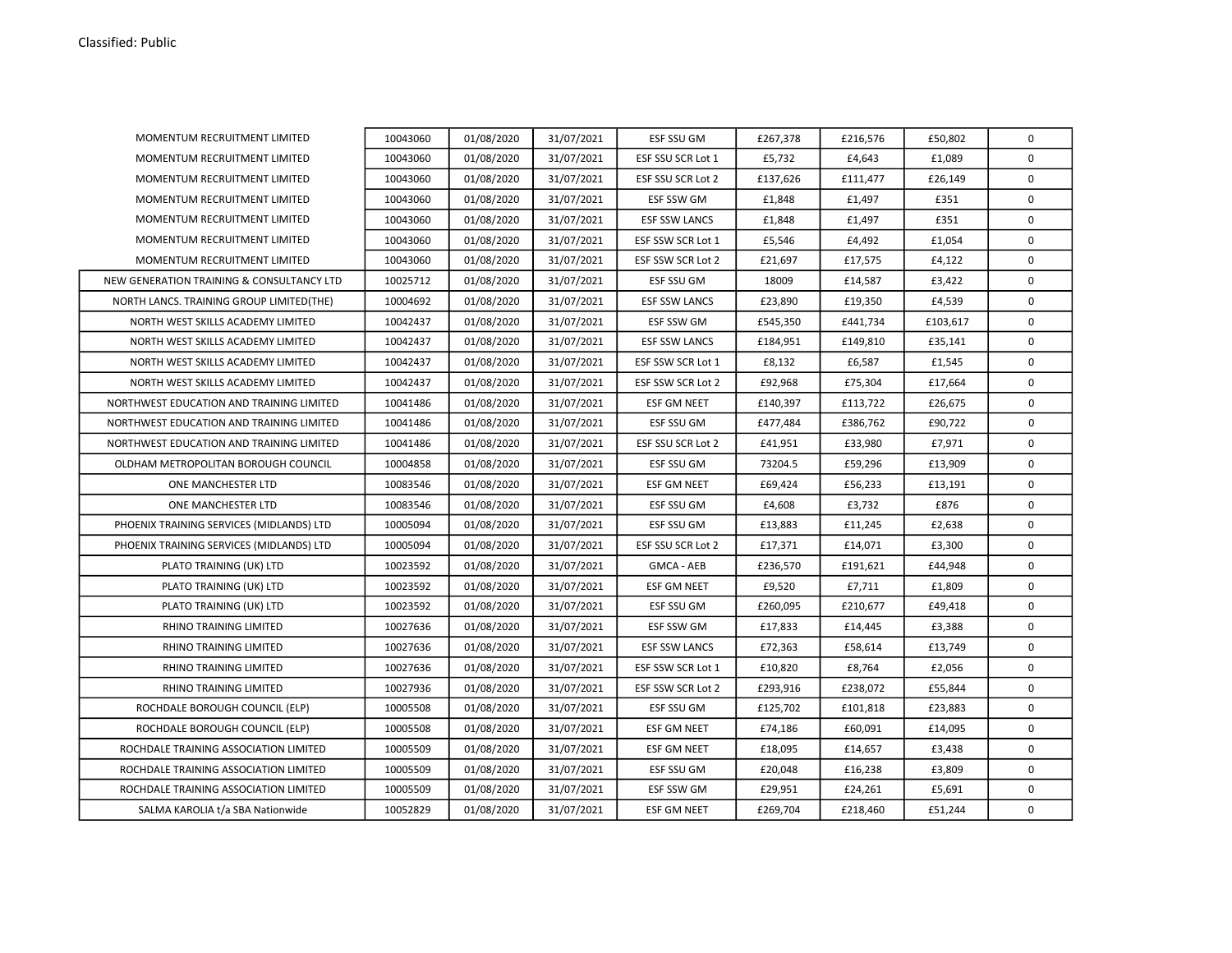Classified: Public

| | | | | | | | | |
|---|---|---|---|---|---|---|---|---|
| MOMENTUM RECRUITMENT LIMITED | 10043060 | 01/08/2020 | 31/07/2021 | ESF SSU GM | £267,378 | £216,576 | £50,802 | 0 |
| MOMENTUM RECRUITMENT LIMITED | 10043060 | 01/08/2020 | 31/07/2021 | ESF SSU SCR Lot 1 | £5,732 | £4,643 | £1,089 | 0 |
| MOMENTUM RECRUITMENT LIMITED | 10043060 | 01/08/2020 | 31/07/2021 | ESF SSU SCR Lot 2 | £137,626 | £111,477 | £26,149 | 0 |
| MOMENTUM RECRUITMENT LIMITED | 10043060 | 01/08/2020 | 31/07/2021 | ESF SSW GM | £1,848 | £1,497 | £351 | 0 |
| MOMENTUM RECRUITMENT LIMITED | 10043060 | 01/08/2020 | 31/07/2021 | ESF SSW LANCS | £1,848 | £1,497 | £351 | 0 |
| MOMENTUM RECRUITMENT LIMITED | 10043060 | 01/08/2020 | 31/07/2021 | ESF SSW SCR Lot 1 | £5,546 | £4,492 | £1,054 | 0 |
| MOMENTUM RECRUITMENT LIMITED | 10043060 | 01/08/2020 | 31/07/2021 | ESF SSW SCR Lot 2 | £21,697 | £17,575 | £4,122 | 0 |
| NEW GENERATION TRAINING & CONSULTANCY LTD | 10025712 | 01/08/2020 | 31/07/2021 | ESF SSU GM | 18009 | £14,587 | £3,422 | 0 |
| NORTH LANCS. TRAINING GROUP LIMITED(THE) | 10004692 | 01/08/2020 | 31/07/2021 | ESF SSW LANCS | £23,890 | £19,350 | £4,539 | 0 |
| NORTH WEST SKILLS ACADEMY LIMITED | 10042437 | 01/08/2020 | 31/07/2021 | ESF SSW GM | £545,350 | £441,734 | £103,617 | 0 |
| NORTH WEST SKILLS ACADEMY LIMITED | 10042437 | 01/08/2020 | 31/07/2021 | ESF SSW LANCS | £184,951 | £149,810 | £35,141 | 0 |
| NORTH WEST SKILLS ACADEMY LIMITED | 10042437 | 01/08/2020 | 31/07/2021 | ESF SSW SCR Lot 1 | £8,132 | £6,587 | £1,545 | 0 |
| NORTH WEST SKILLS ACADEMY LIMITED | 10042437 | 01/08/2020 | 31/07/2021 | ESF SSW SCR Lot 2 | £92,968 | £75,304 | £17,664 | 0 |
| NORTHWEST EDUCATION AND TRAINING LIMITED | 10041486 | 01/08/2020 | 31/07/2021 | ESF GM NEET | £140,397 | £113,722 | £26,675 | 0 |
| NORTHWEST EDUCATION AND TRAINING LIMITED | 10041486 | 01/08/2020 | 31/07/2021 | ESF SSU GM | £477,484 | £386,762 | £90,722 | 0 |
| NORTHWEST EDUCATION AND TRAINING LIMITED | 10041486 | 01/08/2020 | 31/07/2021 | ESF SSU SCR Lot 2 | £41,951 | £33,980 | £7,971 | 0 |
| OLDHAM METROPOLITAN BOROUGH COUNCIL | 10004858 | 01/08/2020 | 31/07/2021 | ESF SSU GM | 73204.5 | £59,296 | £13,909 | 0 |
| ONE MANCHESTER LTD | 10083546 | 01/08/2020 | 31/07/2021 | ESF GM NEET | £69,424 | £56,233 | £13,191 | 0 |
| ONE MANCHESTER LTD | 10083546 | 01/08/2020 | 31/07/2021 | ESF SSU GM | £4,608 | £3,732 | £876 | 0 |
| PHOENIX TRAINING SERVICES (MIDLANDS) LTD | 10005094 | 01/08/2020 | 31/07/2021 | ESF SSU GM | £13,883 | £11,245 | £2,638 | 0 |
| PHOENIX TRAINING SERVICES (MIDLANDS) LTD | 10005094 | 01/08/2020 | 31/07/2021 | ESF SSU SCR Lot 2 | £17,371 | £14,071 | £3,300 | 0 |
| PLATO TRAINING (UK) LTD | 10023592 | 01/08/2020 | 31/07/2021 | GMCA - AEB | £236,570 | £191,621 | £44,948 | 0 |
| PLATO TRAINING (UK) LTD | 10023592 | 01/08/2020 | 31/07/2021 | ESF GM NEET | £9,520 | £7,711 | £1,809 | 0 |
| PLATO TRAINING (UK) LTD | 10023592 | 01/08/2020 | 31/07/2021 | ESF SSU GM | £260,095 | £210,677 | £49,418 | 0 |
| RHINO TRAINING LIMITED | 10027636 | 01/08/2020 | 31/07/2021 | ESF SSW GM | £17,833 | £14,445 | £3,388 | 0 |
| RHINO TRAINING LIMITED | 10027636 | 01/08/2020 | 31/07/2021 | ESF SSW LANCS | £72,363 | £58,614 | £13,749 | 0 |
| RHINO TRAINING LIMITED | 10027636 | 01/08/2020 | 31/07/2021 | ESF SSW SCR Lot 1 | £10,820 | £8,764 | £2,056 | 0 |
| RHINO TRAINING LIMITED | 10027936 | 01/08/2020 | 31/07/2021 | ESF SSW SCR Lot 2 | £293,916 | £238,072 | £55,844 | 0 |
| ROCHDALE BOROUGH COUNCIL (ELP) | 10005508 | 01/08/2020 | 31/07/2021 | ESF SSU GM | £125,702 | £101,818 | £23,883 | 0 |
| ROCHDALE BOROUGH COUNCIL (ELP) | 10005508 | 01/08/2020 | 31/07/2021 | ESF GM NEET | £74,186 | £60,091 | £14,095 | 0 |
| ROCHDALE TRAINING ASSOCIATION LIMITED | 10005509 | 01/08/2020 | 31/07/2021 | ESF GM NEET | £18,095 | £14,657 | £3,438 | 0 |
| ROCHDALE TRAINING ASSOCIATION LIMITED | 10005509 | 01/08/2020 | 31/07/2021 | ESF SSU GM | £20,048 | £16,238 | £3,809 | 0 |
| ROCHDALE TRAINING ASSOCIATION LIMITED | 10005509 | 01/08/2020 | 31/07/2021 | ESF SSW GM | £29,951 | £24,261 | £5,691 | 0 |
| SALMA KAROLIA t/a SBA Nationwide | 10052829 | 01/08/2020 | 31/07/2021 | ESF GM NEET | £269,704 | £218,460 | £51,244 | 0 |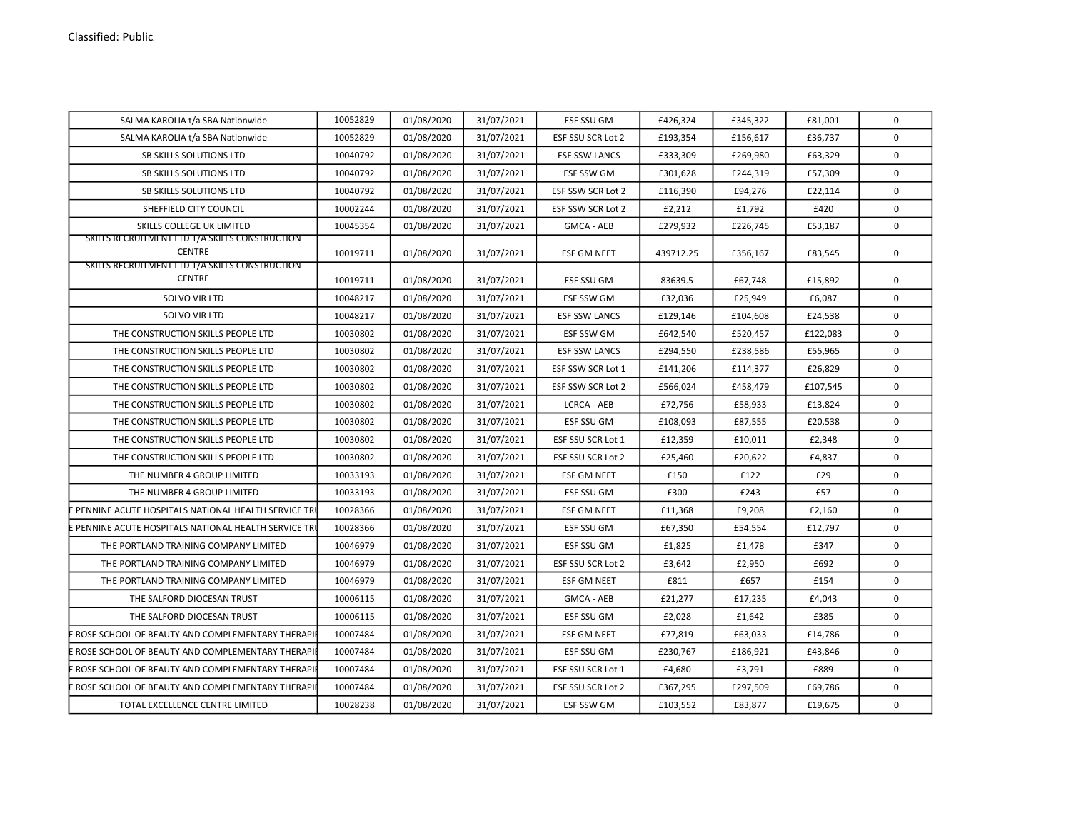| | | | | | | | | |
|---|---|---|---|---|---|---|---|---|
| SALMA KAROLIA t/a SBA Nationwide | 10052829 | 01/08/2020 | 31/07/2021 | ESF SSU GM | £426,324 | £345,322 | £81,001 | 0 |
| SALMA KAROLIA t/a SBA Nationwide | 10052829 | 01/08/2020 | 31/07/2021 | ESF SSU SCR Lot 2 | £193,354 | £156,617 | £36,737 | 0 |
| SB SKILLS SOLUTIONS LTD | 10040792 | 01/08/2020 | 31/07/2021 | ESF SSW LANCS | £333,309 | £269,980 | £63,329 | 0 |
| SB SKILLS SOLUTIONS LTD | 10040792 | 01/08/2020 | 31/07/2021 | ESF SSW GM | £301,628 | £244,319 | £57,309 | 0 |
| SB SKILLS SOLUTIONS LTD | 10040792 | 01/08/2020 | 31/07/2021 | ESF SSW SCR Lot 2 | £116,390 | £94,276 | £22,114 | 0 |
| SHEFFIELD CITY COUNCIL | 10002244 | 01/08/2020 | 31/07/2021 | ESF SSW SCR Lot 2 | £2,212 | £1,792 | £420 | 0 |
| SKILLS COLLEGE UK LIMITED | 10045354 | 01/08/2020 | 31/07/2021 | GMCA - AEB | £279,932 | £226,745 | £53,187 | 0 |
| SKILLS RECRUITMENT LTD T/A SKILLS CONSTRUCTION CENTRE | 10019711 | 01/08/2020 | 31/07/2021 | ESF GM NEET | 439712.25 | £356,167 | £83,545 | 0 |
| SKILLS RECRUITMENT LTD T/A SKILLS CONSTRUCTION CENTRE | 10019711 | 01/08/2020 | 31/07/2021 | ESF SSU GM | 83639.5 | £67,748 | £15,892 | 0 |
| SOLVO VIR LTD | 10048217 | 01/08/2020 | 31/07/2021 | ESF SSW GM | £32,036 | £25,949 | £6,087 | 0 |
| SOLVO VIR LTD | 10048217 | 01/08/2020 | 31/07/2021 | ESF SSW LANCS | £129,146 | £104,608 | £24,538 | 0 |
| THE CONSTRUCTION SKILLS PEOPLE LTD | 10030802 | 01/08/2020 | 31/07/2021 | ESF SSW GM | £642,540 | £520,457 | £122,083 | 0 |
| THE CONSTRUCTION SKILLS PEOPLE LTD | 10030802 | 01/08/2020 | 31/07/2021 | ESF SSW LANCS | £294,550 | £238,586 | £55,965 | 0 |
| THE CONSTRUCTION SKILLS PEOPLE LTD | 10030802 | 01/08/2020 | 31/07/2021 | ESF SSW SCR Lot 1 | £141,206 | £114,377 | £26,829 | 0 |
| THE CONSTRUCTION SKILLS PEOPLE LTD | 10030802 | 01/08/2020 | 31/07/2021 | ESF SSW SCR Lot 2 | £566,024 | £458,479 | £107,545 | 0 |
| THE CONSTRUCTION SKILLS PEOPLE LTD | 10030802 | 01/08/2020 | 31/07/2021 | LCRCA - AEB | £72,756 | £58,933 | £13,824 | 0 |
| THE CONSTRUCTION SKILLS PEOPLE LTD | 10030802 | 01/08/2020 | 31/07/2021 | ESF SSU GM | £108,093 | £87,555 | £20,538 | 0 |
| THE CONSTRUCTION SKILLS PEOPLE LTD | 10030802 | 01/08/2020 | 31/07/2021 | ESF SSU SCR Lot 1 | £12,359 | £10,011 | £2,348 | 0 |
| THE CONSTRUCTION SKILLS PEOPLE LTD | 10030802 | 01/08/2020 | 31/07/2021 | ESF SSU SCR Lot 2 | £25,460 | £20,622 | £4,837 | 0 |
| THE NUMBER 4 GROUP LIMITED | 10033193 | 01/08/2020 | 31/07/2021 | ESF GM NEET | £150 | £122 | £29 | 0 |
| THE NUMBER 4 GROUP LIMITED | 10033193 | 01/08/2020 | 31/07/2021 | ESF SSU GM | £300 | £243 | £57 | 0 |
| E PENNINE ACUTE HOSPITALS NATIONAL HEALTH SERVICE TRU | 10028366 | 01/08/2020 | 31/07/2021 | ESF GM NEET | £11,368 | £9,208 | £2,160 | 0 |
| E PENNINE ACUTE HOSPITALS NATIONAL HEALTH SERVICE TRU | 10028366 | 01/08/2020 | 31/07/2021 | ESF SSU GM | £67,350 | £54,554 | £12,797 | 0 |
| THE PORTLAND TRAINING COMPANY LIMITED | 10046979 | 01/08/2020 | 31/07/2021 | ESF SSU GM | £1,825 | £1,478 | £347 | 0 |
| THE PORTLAND TRAINING COMPANY LIMITED | 10046979 | 01/08/2020 | 31/07/2021 | ESF SSU SCR Lot 2 | £3,642 | £2,950 | £692 | 0 |
| THE PORTLAND TRAINING COMPANY LIMITED | 10046979 | 01/08/2020 | 31/07/2021 | ESF GM NEET | £811 | £657 | £154 | 0 |
| THE SALFORD DIOCESAN TRUST | 10006115 | 01/08/2020 | 31/07/2021 | GMCA - AEB | £21,277 | £17,235 | £4,043 | 0 |
| THE SALFORD DIOCESAN TRUST | 10006115 | 01/08/2020 | 31/07/2021 | ESF SSU GM | £2,028 | £1,642 | £385 | 0 |
| E ROSE SCHOOL OF BEAUTY AND COMPLEMENTARY THERAPIE | 10007484 | 01/08/2020 | 31/07/2021 | ESF GM NEET | £77,819 | £63,033 | £14,786 | 0 |
| E ROSE SCHOOL OF BEAUTY AND COMPLEMENTARY THERAPIE | 10007484 | 01/08/2020 | 31/07/2021 | ESF SSU GM | £230,767 | £186,921 | £43,846 | 0 |
| E ROSE SCHOOL OF BEAUTY AND COMPLEMENTARY THERAPIE | 10007484 | 01/08/2020 | 31/07/2021 | ESF SSU SCR Lot 1 | £4,680 | £3,791 | £889 | 0 |
| E ROSE SCHOOL OF BEAUTY AND COMPLEMENTARY THERAPIE | 10007484 | 01/08/2020 | 31/07/2021 | ESF SSU SCR Lot 2 | £367,295 | £297,509 | £69,786 | 0 |
| TOTAL EXCELLENCE CENTRE LIMITED | 10028238 | 01/08/2020 | 31/07/2021 | ESF SSW GM | £103,552 | £83,877 | £19,675 | 0 |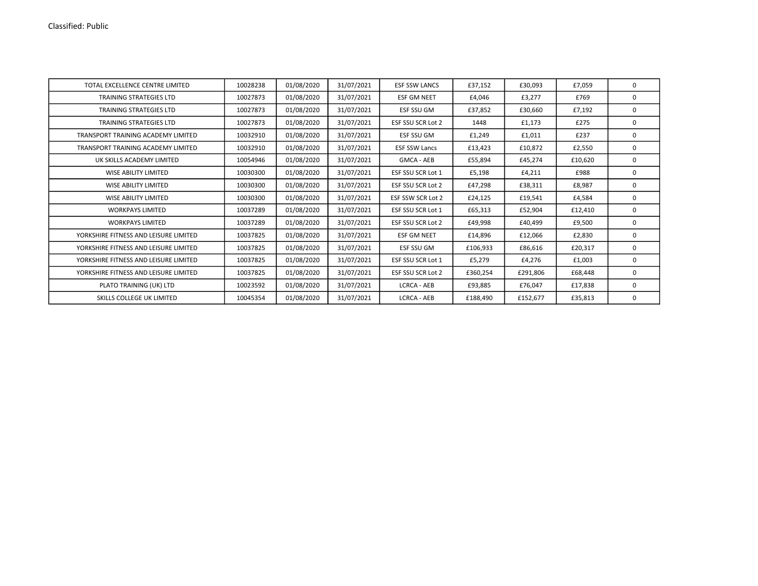| | | | | | | | | |
|---|---|---|---|---|---|---|---|---|
| TOTAL EXCELLENCE CENTRE LIMITED | 10028238 | 01/08/2020 | 31/07/2021 | ESF SSW LANCS | £37,152 | £30,093 | £7,059 | 0 |
| TRAINING STRATEGIES LTD | 10027873 | 01/08/2020 | 31/07/2021 | ESF GM NEET | £4,046 | £3,277 | £769 | 0 |
| TRAINING STRATEGIES LTD | 10027873 | 01/08/2020 | 31/07/2021 | ESF SSU GM | £37,852 | £30,660 | £7,192 | 0 |
| TRAINING STRATEGIES LTD | 10027873 | 01/08/2020 | 31/07/2021 | ESF SSU SCR Lot 2 | 1448 | £1,173 | £275 | 0 |
| TRANSPORT TRAINING ACADEMY LIMITED | 10032910 | 01/08/2020 | 31/07/2021 | ESF SSU GM | £1,249 | £1,011 | £237 | 0 |
| TRANSPORT TRAINING ACADEMY LIMITED | 10032910 | 01/08/2020 | 31/07/2021 | ESF SSW Lancs | £13,423 | £10,872 | £2,550 | 0 |
| UK SKILLS ACADEMY LIMITED | 10054946 | 01/08/2020 | 31/07/2021 | GMCA - AEB | £55,894 | £45,274 | £10,620 | 0 |
| WISE ABILITY LIMITED | 10030300 | 01/08/2020 | 31/07/2021 | ESF SSU SCR Lot 1 | £5,198 | £4,211 | £988 | 0 |
| WISE ABILITY LIMITED | 10030300 | 01/08/2020 | 31/07/2021 | ESF SSU SCR Lot 2 | £47,298 | £38,311 | £8,987 | 0 |
| WISE ABILITY LIMITED | 10030300 | 01/08/2020 | 31/07/2021 | ESF SSW SCR Lot 2 | £24,125 | £19,541 | £4,584 | 0 |
| WORKPAYS LIMITED | 10037289 | 01/08/2020 | 31/07/2021 | ESF SSU SCR Lot 1 | £65,313 | £52,904 | £12,410 | 0 |
| WORKPAYS LIMITED | 10037289 | 01/08/2020 | 31/07/2021 | ESF SSU SCR Lot 2 | £49,998 | £40,499 | £9,500 | 0 |
| YORKSHIRE FITNESS AND LEISURE LIMITED | 10037825 | 01/08/2020 | 31/07/2021 | ESF GM NEET | £14,896 | £12,066 | £2,830 | 0 |
| YORKSHIRE FITNESS AND LEISURE LIMITED | 10037825 | 01/08/2020 | 31/07/2021 | ESF SSU GM | £106,933 | £86,616 | £20,317 | 0 |
| YORKSHIRE FITNESS AND LEISURE LIMITED | 10037825 | 01/08/2020 | 31/07/2021 | ESF SSU SCR Lot 1 | £5,279 | £4,276 | £1,003 | 0 |
| YORKSHIRE FITNESS AND LEISURE LIMITED | 10037825 | 01/08/2020 | 31/07/2021 | ESF SSU SCR Lot 2 | £360,254 | £291,806 | £68,448 | 0 |
| PLATO TRAINING (UK) LTD | 10023592 | 01/08/2020 | 31/07/2021 | LCRCA - AEB | £93,885 | £76,047 | £17,838 | 0 |
| SKILLS COLLEGE UK LIMITED | 10045354 | 01/08/2020 | 31/07/2021 | LCRCA - AEB | £188,490 | £152,677 | £35,813 | 0 |